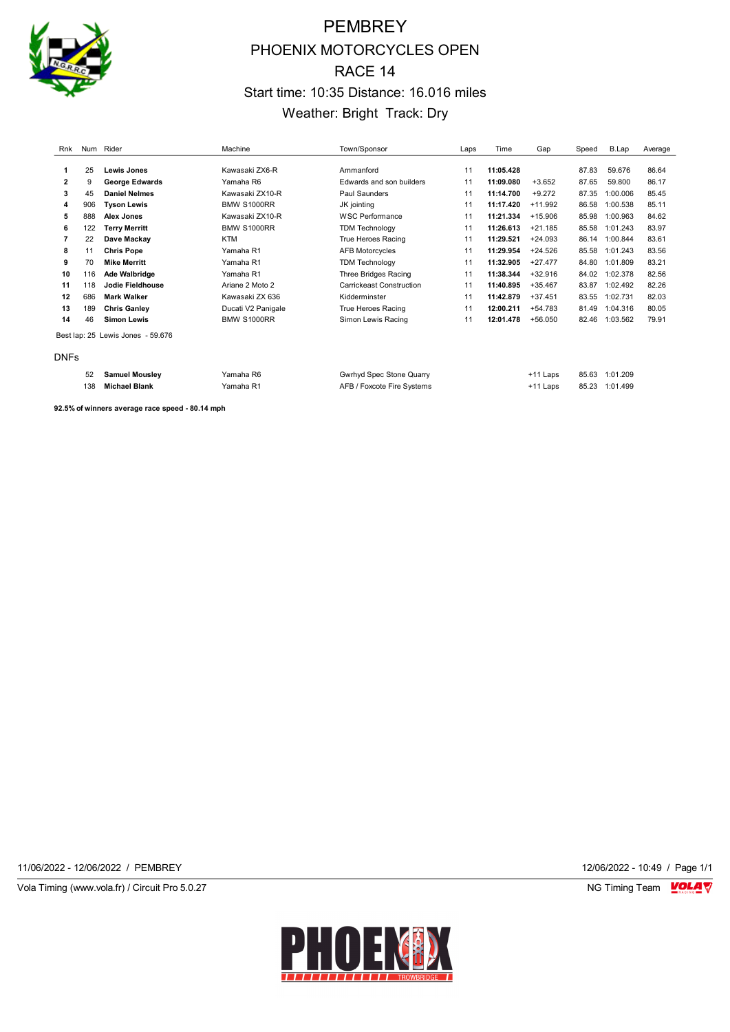# PEMBREY

## PHOENIX MOTORCYCLES OPEN

## RACE 14

Start time: 10:35 Distance: 16.016 miles

Weather: Bright Track: Dry

| Rnk | Num | Rider | Machine | Town/Sponsor | Laps | Time | Gap | Speed | B.Lap | Average |
|---|---|---|---|---|---|---|---|---|---|---|
| 1 | 25 | **Lewis Jones** | Kawasaki ZX6-R | Ammanford | 11 | **11:05.428** | | 87.83 | 59.676 | 86.64 |
| 2 | 9 | **George Edwards** | Yamaha R6 | Edwards and son builders | 11 | **11:09.080** | +3.652 | 87.65 | 59.800 | 86.17 |
| 3 | 45 | **Daniel Nelmes** | Kawasaki ZX10-R | Paul Saunders | 11 | **11:14.700** | +9.272 | 87.35 | 1:00.006 | 85.45 |
| 4 | 906 | **Tyson Lewis** | BMW S1000RR | JK jointing | 11 | **11:17.420** | +11.992 | 86.58 | 1:00.538 | 85.11 |
| 5 | 888 | **Alex Jones** | Kawasaki ZX10-R | WSC Performance | 11 | **11:21.334** | +15.906 | 85.98 | 1:00.963 | 84.62 |
| 6 | 122 | **Terry Merritt** | BMW S1000RR | TDM Technology | 11 | **11:26.613** | +21.185 | 85.58 | 1:01.243 | 83.97 |
| 7 | 22 | **Dave Mackay** | KTM | True Heroes Racing | 11 | **11:29.521** | +24.093 | 86.14 | 1:00.844 | 83.61 |
| 8 | 11 | **Chris Pope** | Yamaha R1 | AFB Motorcycles | 11 | **11:29.954** | +24.526 | 85.58 | 1:01.243 | 83.56 |
| 9 | 70 | **Mike Merritt** | Yamaha R1 | TDM Technology | 11 | **11:32.905** | +27.477 | 84.80 | 1:01.809 | 83.21 |
| 10 | 116 | **Ade Walbridge** | Yamaha R1 | Three Bridges Racing | 11 | **11:38.344** | +32.916 | 84.02 | 1:02.378 | 82.56 |
| 11 | 118 | **Jodie Fieldhouse** | Ariane 2 Moto 2 | Carrickeast Construction | 11 | **11:40.895** | +35.467 | 83.87 | 1:02.492 | 82.26 |
| 12 | 686 | **Mark Walker** | Kawasaki ZX 636 | Kidderminster | 11 | **11:42.879** | +37.451 | 83.55 | 1:02.731 | 82.03 |
| 13 | 189 | **Chris Ganley** | Ducati V2 Panigale | True Heroes Racing | 11 | **12:00.211** | +54.783 | 81.49 | 1:04.316 | 80.05 |
| 14 | 46 | **Simon Lewis** | BMW S1000RR | Simon Lewis Racing | 11 | **12:01.478** | +56.050 | 82.46 | 1:03.562 | 79.91 |

Best lap: 25 Lewis Jones - 59.676

DNFs

| Rnk | Num | Rider | Machine | Town/Sponsor | Laps | Time | Gap | Speed | B.Lap | Average |
|---|---|---|---|---|---|---|---|---|---|---|
| | 52 | **Samuel Mousley** | Yamaha R6 | Gwrhyd Spec Stone Quarry | | | +11 Laps | 85.63 | 1:01.209 | |
| | 138 | **Michael Blank** | Yamaha R1 | AFB / Foxcote Fire Systems | | | +11 Laps | 85.23 | 1:01.499 | |

**92.5% of winners average race speed - 80.14 mph**

11/06/2022 - 12/06/2022 / PEMBREY

12/06/2022 - 10:49 / Page 1/1

Vola Timing (www.vola.fr) / Circuit Pro 5.0.27

NG Timing Team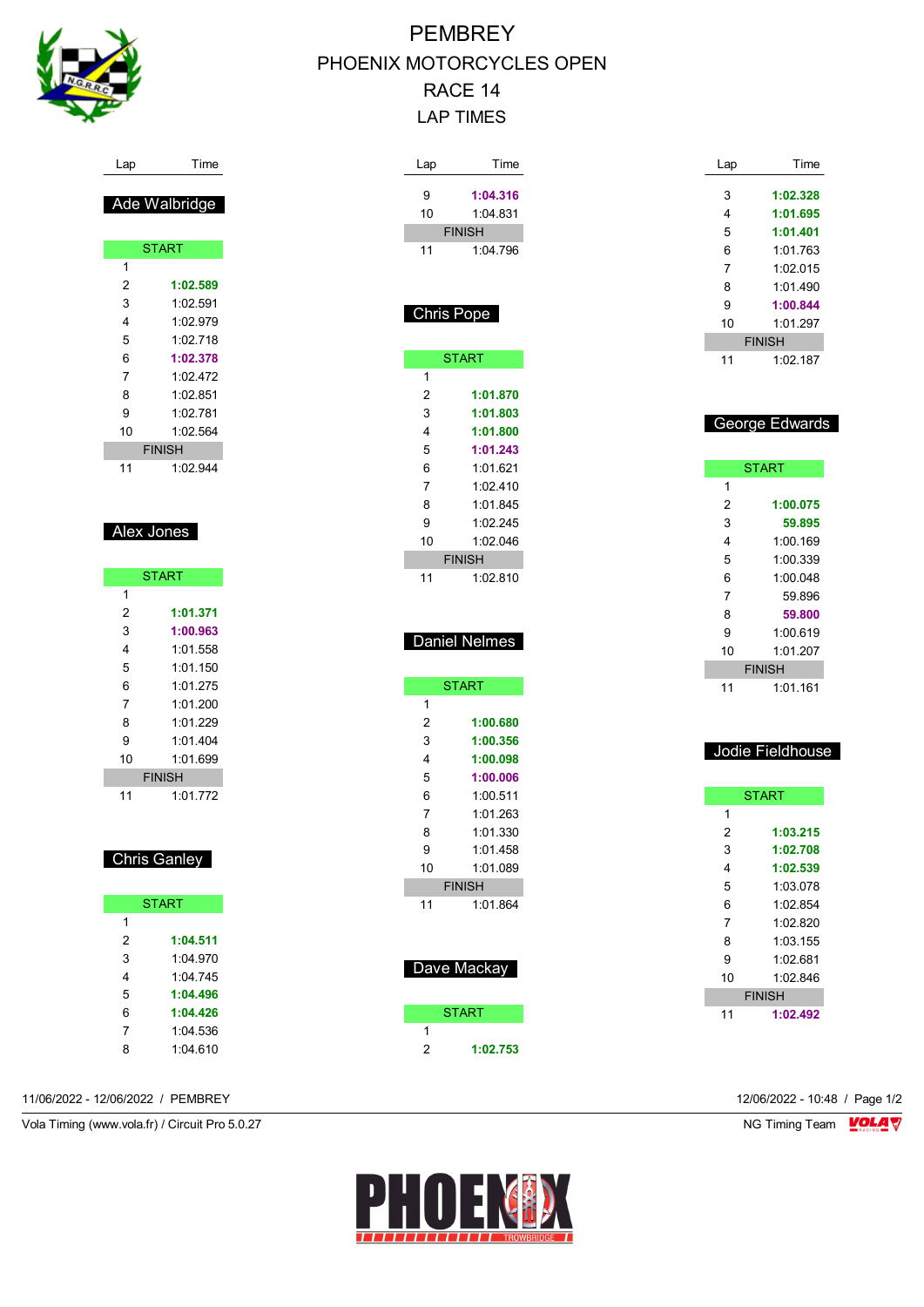# PEMBREY
# PHOENIX MOTORCYCLES OPEN
# RACE 14
# LAP TIMES

## Ade Walbridge

| Lap | Time |
|---|---|
| START | |
| 1 | |
| 2 | **1:02.589** |
| 3 | 1:02.591 |
| 4 | 1:02.979 |
| 5 | 1:02.718 |
| 6 | **1:02.378** |
| 7 | 1:02.472 |
| 8 | 1:02.851 |
| 9 | 1:02.781 |
| 10 | 1:02.564 |
| FINISH | |
| 11 | 1:02.944 |

## Alex Jones

| Lap | Time |
|---|---|
| START | |
| 1 | |
| 2 | **1:01.371** |
| 3 | **1:00.963** |
| 4 | 1:01.558 |
| 5 | 1:01.150 |
| 6 | 1:01.275 |
| 7 | 1:01.200 |
| 8 | 1:01.229 |
| 9 | 1:01.404 |
| 10 | 1:01.699 |
| FINISH | |
| 11 | 1:01.772 |

## Chris Ganley

| Lap | Time |
|---|---|
| START | |
| 1 | |
| 2 | **1:04.511** |
| 3 | 1:04.970 |
| 4 | 1:04.745 |
| 5 | **1:04.496** |
| 6 | **1:04.426** |
| 7 | 1:04.536 |
| 8 | 1:04.610 |
| 9 | **1:04.316** |
| 10 | 1:04.831 |
| FINISH | |
| 11 | 1:04.796 |

## Chris Pope

| Lap | Time |
|---|---|
| START | |
| 1 | |
| 2 | **1:01.870** |
| 3 | **1:01.803** |
| 4 | **1:01.800** |
| 5 | **1:01.243** |
| 6 | 1:01.621 |
| 7 | 1:02.410 |
| 8 | 1:01.845 |
| 9 | 1:02.245 |
| 10 | 1:02.046 |
| FINISH | |
| 11 | 1:02.810 |

## Daniel Nelmes

| Lap | Time |
|---|---|
| START | |
| 1 | |
| 2 | **1:00.680** |
| 3 | **1:00.356** |
| 4 | **1:00.098** |
| 5 | **1:00.006** |
| 6 | 1:00.511 |
| 7 | 1:01.263 |
| 8 | 1:01.330 |
| 9 | 1:01.458 |
| 10 | 1:01.089 |
| FINISH | |
| 11 | 1:01.864 |

## Dave Mackay

| Lap | Time |
|---|---|
| START | |
| 1 | |
| 2 | **1:02.753** |
| 3 | **1:02.328** |
| 4 | **1:01.695** |
| 5 | **1:01.401** |
| 6 | 1:01.763 |
| 7 | 1:02.015 |
| 8 | 1:01.490 |
| 9 | **1:00.844** |
| 10 | 1:01.297 |
| FINISH | |
| 11 | 1:02.187 |

## George Edwards

| Lap | Time |
|---|---|
| START | |
| 1 | |
| 2 | **1:00.075** |
| 3 | **59.895** |
| 4 | 1:00.169 |
| 5 | 1:00.339 |
| 6 | 1:00.048 |
| 7 | 59.896 |
| 8 | **59.800** |
| 9 | 1:00.619 |
| 10 | 1:01.207 |
| FINISH | |
| 11 | 1:01.161 |

## Jodie Fieldhouse

| Lap | Time |
|---|---|
| START | |
| 1 | |
| 2 | **1:03.215** |
| 3 | **1:02.708** |
| 4 | **1:02.539** |
| 5 | 1:03.078 |
| 6 | 1:02.854 |
| 7 | 1:02.820 |
| 8 | 1:03.155 |
| 9 | 1:02.681 |
| 10 | 1:02.846 |
| FINISH | |
| 11 | **1:02.492** |

11/06/2022 - 12/06/2022 / PEMBREY

12/06/2022 - 10:48 / Page 1/2

Vola Timing (www.vola.fr) / Circuit Pro 5.0.27

NG Timing Team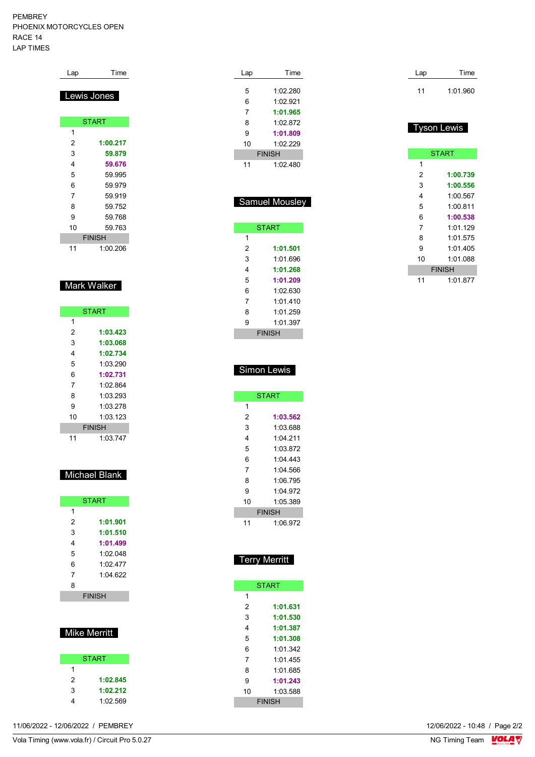PEMBREY
PHOENIX MOTORCYCLES OPEN
RACE 14
LAP TIMES

## Lewis Jones

| Lap | Time |
|---|---|
| START | |
| 1 | |
| 2 | **1:00.217** |
| 3 | **59.879** |
| 4 | **59.676** |
| 5 | 59.995 |
| 6 | 59.979 |
| 7 | 59.919 |
| 8 | 59.752 |
| 9 | 59.768 |
| 10 | 59.763 |
| FINISH | |
| 11 | 1:00.206 |

## Mark Walker

| Lap | Time |
|---|---|
| START | |
| 1 | |
| 2 | **1:03.423** |
| 3 | **1:03.068** |
| 4 | **1:02.734** |
| 5 | 1:03.290 |
| 6 | **1:02.731** |
| 7 | 1:02.864 |
| 8 | 1:03.293 |
| 9 | 1:03.278 |
| 10 | 1:03.123 |
| FINISH | |
| 11 | 1:03.747 |

## Michael Blank

| Lap | Time |
|---|---|
| START | |
| 1 | |
| 2 | **1:01.901** |
| 3 | **1:01.510** |
| 4 | **1:01.499** |
| 5 | 1:02.048 |
| 6 | 1:02.477 |
| 7 | 1:04.622 |
| 8 | |
| FINISH | |

## Mike Merritt

| Lap | Time |
|---|---|
| START | |
| 1 | |
| 2 | **1:02.845** |
| 3 | **1:02.212** |
| 4 | 1:02.569 |
| 5 | 1:02.280 |
| 6 | 1:02.921 |
| 7 | **1:01.965** |
| 8 | 1:02.872 |
| 9 | **1:01.809** |
| 10 | 1:02.229 |
| FINISH | |
| 11 | 1:02.480 |

## Samuel Mousley

| Lap | Time |
|---|---|
| START | |
| 1 | |
| 2 | **1:01.501** |
| 3 | 1:01.696 |
| 4 | **1:01.268** |
| 5 | **1:01.209** |
| 6 | 1:02.630 |
| 7 | 1:01.410 |
| 8 | 1:01.259 |
| 9 | 1:01.397 |
| FINISH | |

## Simon Lewis

| Lap | Time |
|---|---|
| START | |
| 1 | |
| 2 | **1:03.562** |
| 3 | 1:03.688 |
| 4 | 1:04.211 |
| 5 | 1:03.872 |
| 6 | 1:04.443 |
| 7 | 1:04.566 |
| 8 | 1:06.795 |
| 9 | 1:04.972 |
| 10 | 1:05.389 |
| FINISH | |
| 11 | 1:06.972 |

## Terry Merritt

| Lap | Time |
|---|---|
| START | |
| 1 | |
| 2 | **1:01.631** |
| 3 | **1:01.530** |
| 4 | **1:01.387** |
| 5 | **1:01.308** |
| 6 | 1:01.342 |
| 7 | 1:01.455 |
| 8 | 1:01.685 |
| 9 | **1:01.243** |
| 10 | 1:03.588 |
| FINISH | |
| 11 | 1:01.960 |

## Tyson Lewis

| Lap | Time |
|---|---|
| START | |
| 1 | |
| 2 | **1:00.739** |
| 3 | **1:00.556** |
| 4 | 1:00.567 |
| 5 | 1:00.811 |
| 6 | **1:00.538** |
| 7 | 1:01.129 |
| 8 | 1:01.575 |
| 9 | 1:01.405 |
| 10 | 1:01.088 |
| FINISH | |
| 11 | 1:01.877 |

11/06/2022 - 12/06/2022 / PEMBREY

12/06/2022 - 10:48

Vola Timing (www.vola.fr) / Circuit Pro 5.0.27

NG Timing Team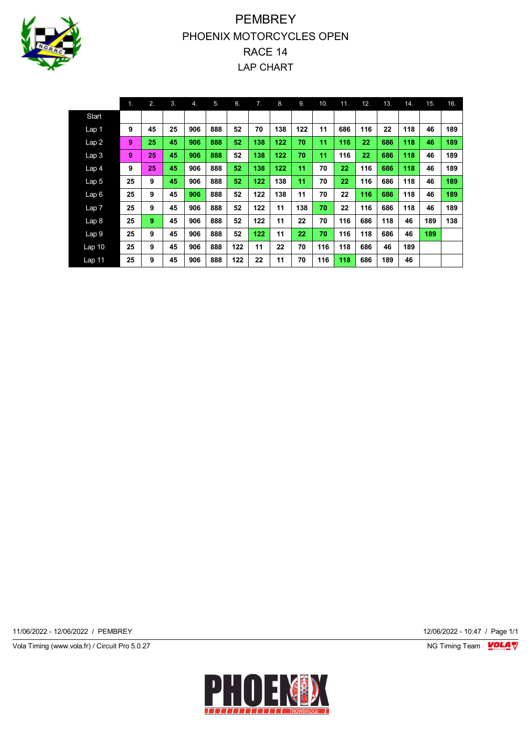# PEMBREY
## PHOENIX MOTORCYCLES OPEN
## RACE 14
## LAP CHART

| | 1. | 2. | 3. | 4. | 5. | 6. | 7. | 8. | 9. | 10. | 11. | 12. | 13. | 14. | 15. | 16. |
|---|---|---|---|---|---|---|---|---|---|---|---|---|---|---|---|---|
| Start | | | | | | | | | | | | | | | | |
| Lap 1 | 9 | 45 | 25 | 906 | 888 | 52 | 70 | 138 | 122 | 11 | 686 | 116 | 22 | 118 | 46 | 189 |
| Lap 2 | 9 | 25 | 45 | 906 | 888 | 52 | 138 | 122 | 70 | 11 | 116 | 22 | 686 | 118 | 46 | 189 |
| Lap 3 | 9 | 25 | 45 | 906 | 888 | 52 | 138 | 122 | 70 | 11 | 116 | 22 | 686 | 118 | 46 | 189 |
| Lap 4 | 9 | 25 | 45 | 906 | 888 | 52 | 138 | 122 | 11 | 70 | 22 | 116 | 686 | 118 | 46 | 189 |
| Lap 5 | 25 | 9 | 45 | 906 | 888 | 52 | 122 | 138 | 11 | 70 | 22 | 116 | 686 | 118 | 46 | 189 |
| Lap 6 | 25 | 9 | 45 | 906 | 888 | 52 | 122 | 138 | 11 | 70 | 22 | 116 | 686 | 118 | 46 | 189 |
| Lap 7 | 25 | 9 | 45 | 906 | 888 | 52 | 122 | 11 | 138 | 70 | 22 | 116 | 686 | 118 | 46 | 189 |
| Lap 8 | 25 | 9 | 45 | 906 | 888 | 52 | 122 | 11 | 22 | 70 | 116 | 686 | 118 | 46 | 189 | 138 |
| Lap 9 | 25 | 9 | 45 | 906 | 888 | 52 | 122 | 11 | 22 | 70 | 116 | 118 | 686 | 46 | 189 | |
| Lap 10 | 25 | 9 | 45 | 906 | 888 | 122 | 11 | 22 | 70 | 116 | 118 | 686 | 46 | 189 | | |
| Lap 11 | 25 | 9 | 45 | 906 | 888 | 122 | 22 | 11 | 70 | 116 | 118 | 686 | 189 | 46 | | |

11/06/2022 - 12/06/2022 / PEMBREY

12/06/2022 - 10:47 / Page 1/1

Vola Timing (www.vola.fr) / Circuit Pro 5.0.27

NG Timing Team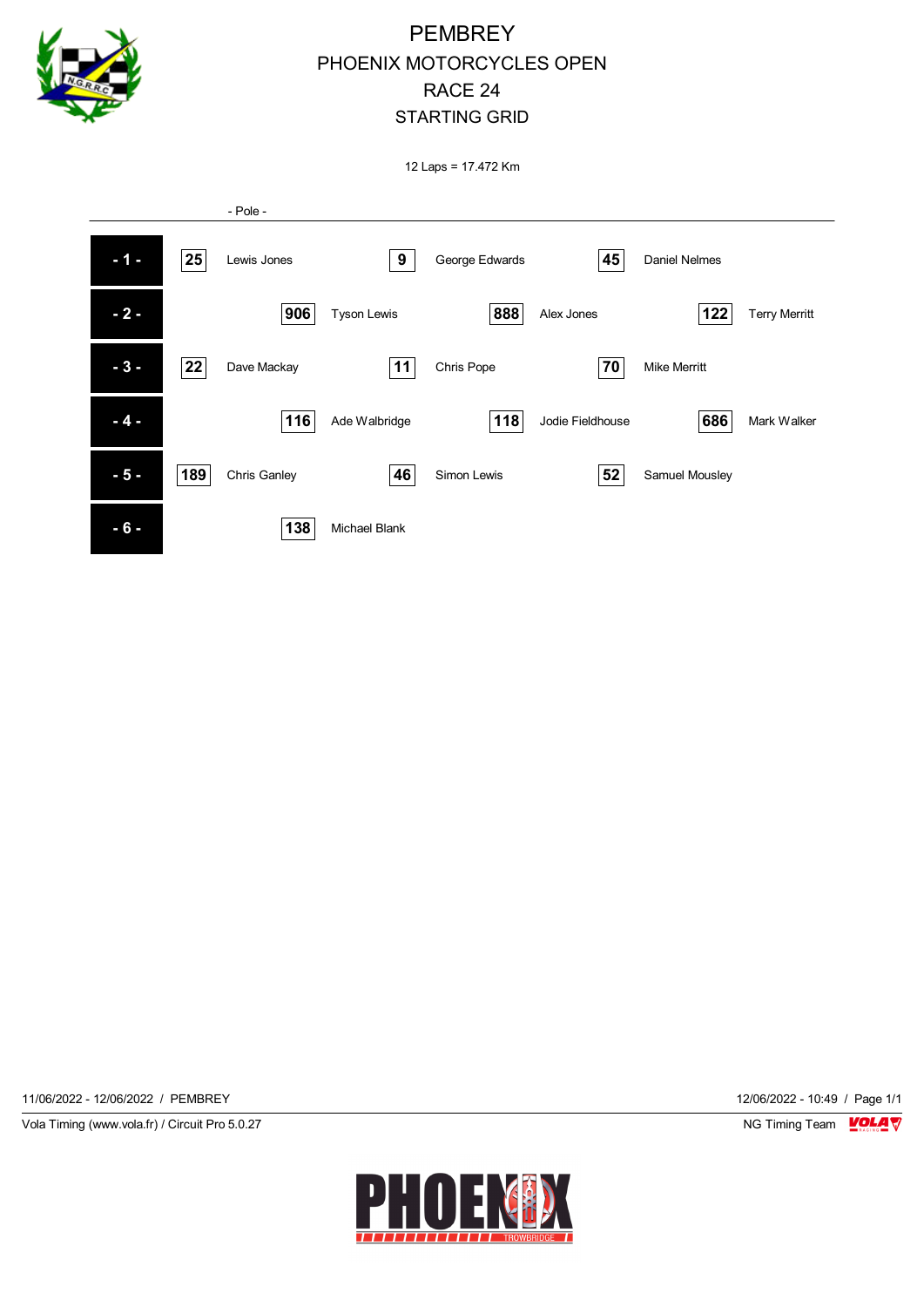# PEMBREY
## PHOENIX MOTORCYCLES OPEN
## RACE 24
## STARTING GRID

12 Laps = 17.472 Km

- Pole -

| Row | No. | Rider | No. | Rider | No. | Rider |
|---|---|---|---|---|---|---|
| - 1 - | 25 | Lewis Jones | 9 | George Edwards | 45 | Daniel Nelmes |
| - 2 - | 906 | Tyson Lewis | 888 | Alex Jones | 122 | Terry Merritt |
| - 3 - | 22 | Dave Mackay | 11 | Chris Pope | 70 | Mike Merritt |
| - 4 - | 116 | Ade Walbridge | 118 | Jodie Fieldhouse | 686 | Mark Walker |
| - 5 - | 189 | Chris Ganley | 46 | Simon Lewis | 52 | Samuel Mousley |
| - 6 - | 138 | Michael Blank | | | | |

11/06/2022 - 12/06/2022 / PEMBREY

12/06/2022 - 10:49 / Page 1/1

Vola Timing (www.vola.fr) / Circuit Pro 5.0.27

NG Timing Team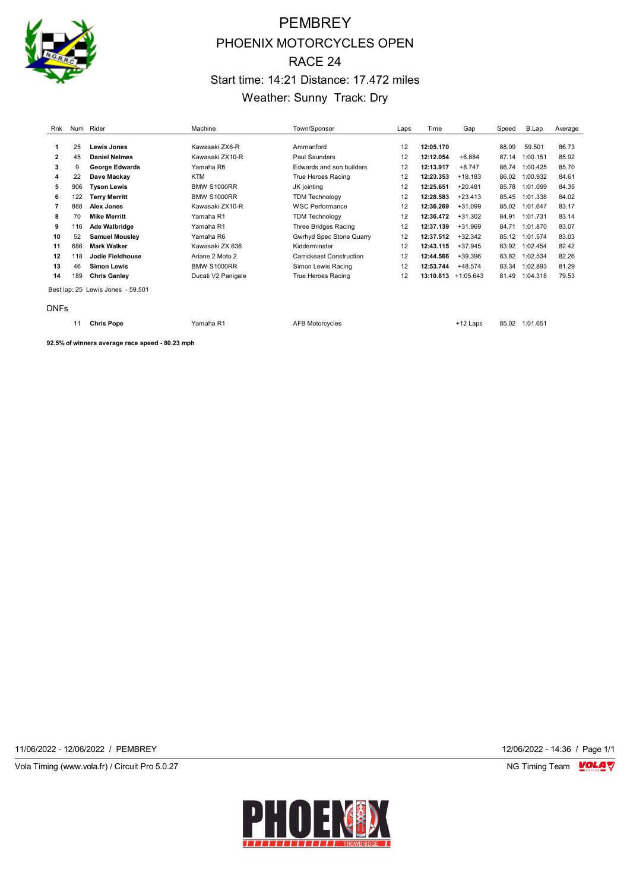# PEMBREY

## PHOENIX MOTORCYCLES OPEN

## RACE 24

Start time: 14:21 Distance: 17.472 miles

Weather: Sunny Track: Dry

| Rnk | Num | Rider | Machine | Town/Sponsor | Laps | Time | Gap | Speed | B.Lap | Average |
|---|---|---|---|---|---|---|---|---|---|---|
| 1 | 25 | **Lewis Jones** | Kawasaki ZX6-R | Ammanford | 12 | **12:05.170** | | 88.09 | 59.501 | 86.73 |
| 2 | 45 | **Daniel Nelmes** | Kawasaki ZX10-R | Paul Saunders | 12 | **12:12.054** | +6.884 | 87.14 | 1:00.151 | 85.92 |
| 3 | 9 | **George Edwards** | Yamaha R6 | Edwards and son builders | 12 | **12:13.917** | +8.747 | 86.74 | 1:00.425 | 85.70 |
| 4 | 22 | **Dave Mackay** | KTM | True Heroes Racing | 12 | **12:23.353** | +18.183 | 86.02 | 1:00.932 | 84.61 |
| 5 | 906 | **Tyson Lewis** | BMW S1000RR | JK jointing | 12 | **12:25.651** | +20.481 | 85.78 | 1:01.099 | 84.35 |
| 6 | 122 | **Terry Merritt** | BMW S1000RR | TDM Technology | 12 | **12:28.583** | +23.413 | 85.45 | 1:01.338 | 84.02 |
| 7 | 888 | **Alex Jones** | Kawasaki ZX10-R | WSC Performance | 12 | **12:36.269** | +31.099 | 85.02 | 1:01.647 | 83.17 |
| 8 | 70 | **Mike Merritt** | Yamaha R1 | TDM Technology | 12 | **12:36.472** | +31.302 | 84.91 | 1:01.731 | 83.14 |
| 9 | 116 | **Ade Walbridge** | Yamaha R1 | Three Bridges Racing | 12 | **12:37.139** | +31.969 | 84.71 | 1:01.870 | 83.07 |
| 10 | 52 | **Samuel Mousley** | Yamaha R6 | Gwrhyd Spec Stone Quarry | 12 | **12:37.512** | +32.342 | 85.12 | 1:01.574 | 83.03 |
| 11 | 686 | **Mark Walker** | Kawasaki ZX 636 | Kidderminster | 12 | **12:43.115** | +37.945 | 83.92 | 1:02.454 | 82.42 |
| 12 | 118 | **Jodie Fieldhouse** | Ariane 2 Moto 2 | Carrickeast Construction | 12 | **12:44.566** | +39.396 | 83.82 | 1:02.534 | 82.26 |
| 13 | 46 | **Simon Lewis** | BMW S1000RR | Simon Lewis Racing | 12 | **12:53.744** | +48.574 | 83.34 | 1:02.893 | 81.29 |
| 14 | 189 | **Chris Ganley** | Ducati V2 Panigale | True Heroes Racing | 12 | **13:10.813** | +1:05.643 | 81.49 | 1:04.318 | 79.53 |

Best lap: 25 Lewis Jones - 59.501

DNFs

| Rnk | Num | Rider | Machine | Town/Sponsor | Laps | Time | Gap | Speed | B.Lap | Average |
|---|---|---|---|---|---|---|---|---|---|---|
| | 11 | **Chris Pope** | Yamaha R1 | AFB Motorcycles | | | +12 Laps | 85.02 | 1:01.651 | |

**92.5% of winners average race speed - 80.23 mph**

11/06/2022 - 12/06/2022 / PEMBREY

12/06/2022 - 14:36 / Page 1/1

Vola Timing (www.vola.fr) / Circuit Pro 5.0.27

NG Timing Team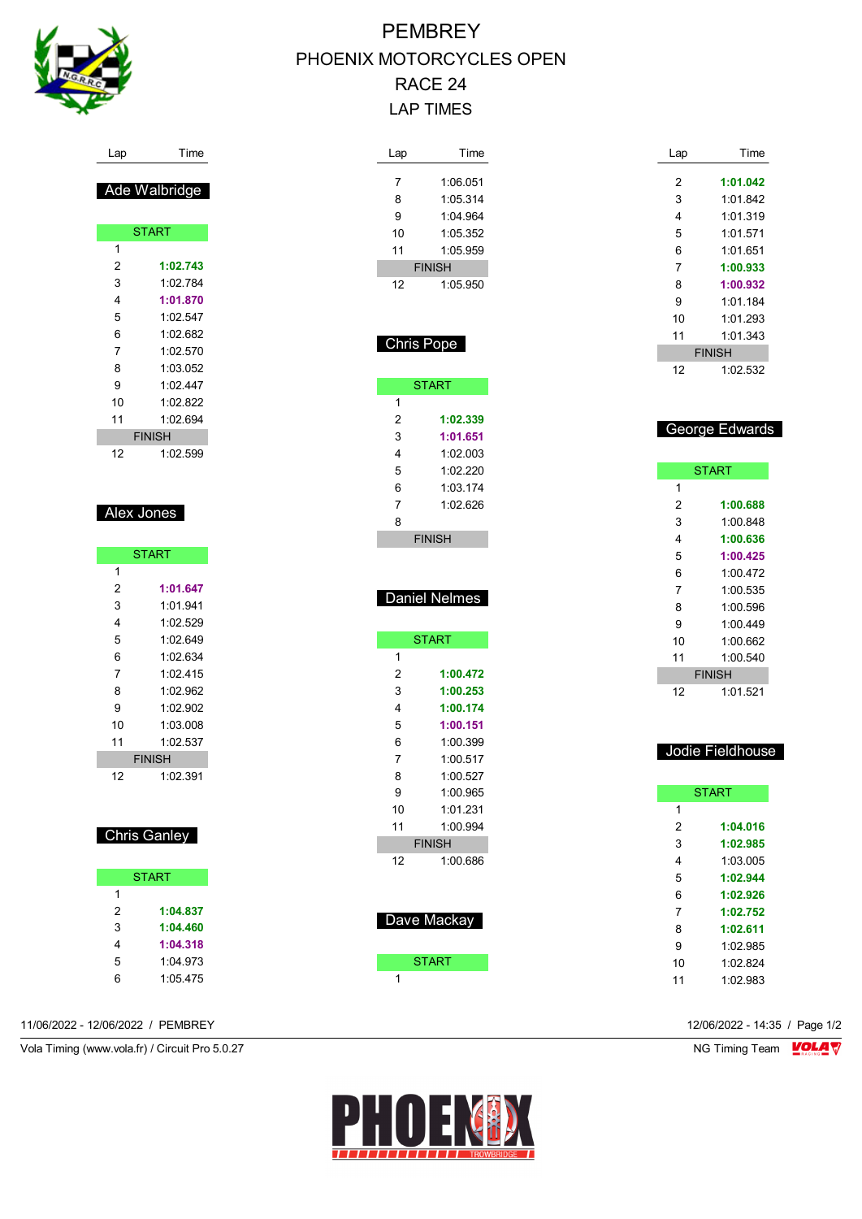# PEMBREY
# PHOENIX MOTORCYCLES OPEN
# RACE 24
# LAP TIMES

### Ade Walbridge

| Lap | Time |
|---|---|
| START | |
| 1 | |
| 2 | **1:02.743** |
| 3 | 1:02.784 |
| 4 | **1:01.870** |
| 5 | 1:02.547 |
| 6 | 1:02.682 |
| 7 | 1:02.570 |
| 8 | 1:03.052 |
| 9 | 1:02.447 |
| 10 | 1:02.822 |
| 11 | 1:02.694 |
| FINISH | |
| 12 | 1:02.599 |

### Alex Jones

| Lap | Time |
|---|---|
| START | |
| 1 | |
| 2 | **1:01.647** |
| 3 | 1:01.941 |
| 4 | 1:02.529 |
| 5 | 1:02.649 |
| 6 | 1:02.634 |
| 7 | 1:02.415 |
| 8 | 1:02.962 |
| 9 | 1:02.902 |
| 10 | 1:03.008 |
| 11 | 1:02.537 |
| FINISH | |
| 12 | 1:02.391 |

### Chris Ganley

| Lap | Time |
|---|---|
| START | |
| 1 | |
| 2 | **1:04.837** |
| 3 | **1:04.460** |
| 4 | **1:04.318** |
| 5 | 1:04.973 |
| 6 | 1:05.475 |
| 7 | 1:06.051 |
| 8 | 1:05.314 |
| 9 | 1:04.964 |
| 10 | 1:05.352 |
| 11 | 1:05.959 |
| FINISH | |
| 12 | 1:05.950 |

### Chris Pope

| Lap | Time |
|---|---|
| START | |
| 1 | |
| 2 | **1:02.339** |
| 3 | **1:01.651** |
| 4 | 1:02.003 |
| 5 | 1:02.220 |
| 6 | 1:03.174 |
| 7 | 1:02.626 |
| 8 | |
| FINISH | |

### Daniel Nelmes

| Lap | Time |
|---|---|
| START | |
| 1 | |
| 2 | **1:00.472** |
| 3 | **1:00.253** |
| 4 | **1:00.174** |
| 5 | **1:00.151** |
| 6 | 1:00.399 |
| 7 | 1:00.517 |
| 8 | 1:00.527 |
| 9 | 1:00.965 |
| 10 | 1:01.231 |
| 11 | 1:00.994 |
| FINISH | |
| 12 | 1:00.686 |

### Dave Mackay

| Lap | Time |
|---|---|
| START | |
| 1 | |
| 2 | **1:01.042** |
| 3 | 1:01.842 |
| 4 | 1:01.319 |
| 5 | 1:01.571 |
| 6 | 1:01.651 |
| 7 | **1:00.933** |
| 8 | **1:00.932** |
| 9 | 1:01.184 |
| 10 | 1:01.293 |
| 11 | 1:01.343 |
| FINISH | |
| 12 | 1:02.532 |

### George Edwards

| Lap | Time |
|---|---|
| START | |
| 1 | |
| 2 | **1:00.688** |
| 3 | 1:00.848 |
| 4 | **1:00.636** |
| 5 | **1:00.425** |
| 6 | 1:00.472 |
| 7 | 1:00.535 |
| 8 | 1:00.596 |
| 9 | 1:00.449 |
| 10 | 1:00.662 |
| 11 | 1:00.540 |
| FINISH | |
| 12 | 1:01.521 |

### Jodie Fieldhouse

| Lap | Time |
|---|---|
| START | |
| 1 | |
| 2 | **1:04.016** |
| 3 | **1:02.985** |
| 4 | 1:03.005 |
| 5 | **1:02.944** |
| 6 | **1:02.926** |
| 7 | **1:02.752** |
| 8 | **1:02.611** |
| 9 | 1:02.985 |
| 10 | 1:02.824 |
| 11 | 1:02.983 |

11/06/2022 - 12/06/2022 / PEMBREY

12/06/2022 - 14:35

Vola Timing (www.vola.fr) / Circuit Pro 5.0.27

NG Timing Team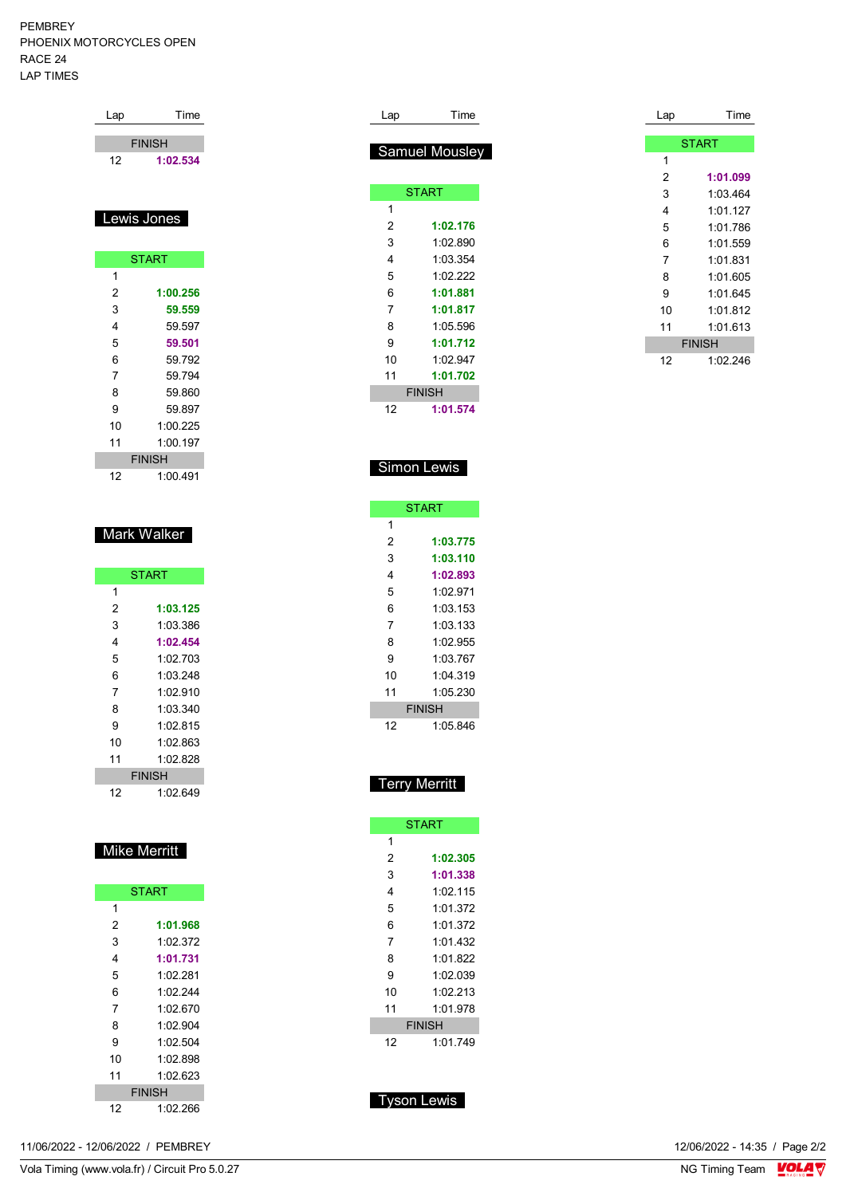PEMBREY
PHOENIX MOTORCYCLES OPEN
RACE 24
LAP TIMES

| Lap | Time |
|---|---|
| FINISH | |
| 12 | **1:02.534** |

## Lewis Jones

| Lap | Time |
|---|---|
| START | |
| 1 | |
| 2 | **1:00.256** |
| 3 | **59.559** |
| 4 | 59.597 |
| 5 | **59.501** |
| 6 | 59.792 |
| 7 | 59.794 |
| 8 | 59.860 |
| 9 | 59.897 |
| 10 | 1:00.225 |
| 11 | 1:00.197 |
| FINISH | |
| 12 | 1:00.491 |

## Mark Walker

| Lap | Time |
|---|---|
| START | |
| 1 | |
| 2 | **1:03.125** |
| 3 | 1:03.386 |
| 4 | **1:02.454** |
| 5 | 1:02.703 |
| 6 | 1:03.248 |
| 7 | 1:02.910 |
| 8 | 1:03.340 |
| 9 | 1:02.815 |
| 10 | 1:02.863 |
| 11 | 1:02.828 |
| FINISH | |
| 12 | 1:02.649 |

## Mike Merritt

| Lap | Time |
|---|---|
| START | |
| 1 | |
| 2 | **1:01.968** |
| 3 | 1:02.372 |
| 4 | **1:01.731** |
| 5 | 1:02.281 |
| 6 | 1:02.244 |
| 7 | 1:02.670 |
| 8 | 1:02.904 |
| 9 | 1:02.504 |
| 10 | 1:02.898 |
| 11 | 1:02.623 |
| FINISH | |
| 12 | 1:02.266 |

## Samuel Mousley

| Lap | Time |
|---|---|
| START | |
| 1 | |
| 2 | **1:02.176** |
| 3 | 1:02.890 |
| 4 | 1:03.354 |
| 5 | 1:02.222 |
| 6 | **1:01.881** |
| 7 | **1:01.817** |
| 8 | 1:05.596 |
| 9 | **1:01.712** |
| 10 | 1:02.947 |
| 11 | **1:01.702** |
| FINISH | |
| 12 | **1:01.574** |

## Simon Lewis

| Lap | Time |
|---|---|
| START | |
| 1 | |
| 2 | **1:03.775** |
| 3 | **1:03.110** |
| 4 | **1:02.893** |
| 5 | 1:02.971 |
| 6 | 1:03.153 |
| 7 | 1:03.133 |
| 8 | 1:02.955 |
| 9 | 1:03.767 |
| 10 | 1:04.319 |
| 11 | 1:05.230 |
| FINISH | |
| 12 | 1:05.846 |

## Terry Merritt

| Lap | Time |
|---|---|
| START | |
| 1 | |
| 2 | **1:02.305** |
| 3 | **1:01.338** |
| 4 | 1:02.115 |
| 5 | 1:01.372 |
| 6 | 1:01.372 |
| 7 | 1:01.432 |
| 8 | 1:01.822 |
| 9 | 1:02.039 |
| 10 | 1:02.213 |
| 11 | 1:01.978 |
| FINISH | |
| 12 | 1:01.749 |

## Tyson Lewis

| Lap | Time |
|---|---|
| START | |
| 1 | |
| 2 | **1:01.099** |
| 3 | 1:03.464 |
| 4 | 1:01.127 |
| 5 | 1:01.786 |
| 6 | 1:01.559 |
| 7 | 1:01.831 |
| 8 | 1:01.605 |
| 9 | 1:01.645 |
| 10 | 1:01.812 |
| 11 | 1:01.613 |
| FINISH | |
| 12 | 1:02.246 |

11/06/2022 - 12/06/2022 / PEMBREY

12/06/2022 - 14:35

Vola Timing (www.vola.fr) / Circuit Pro 5.0.27

NG Timing Team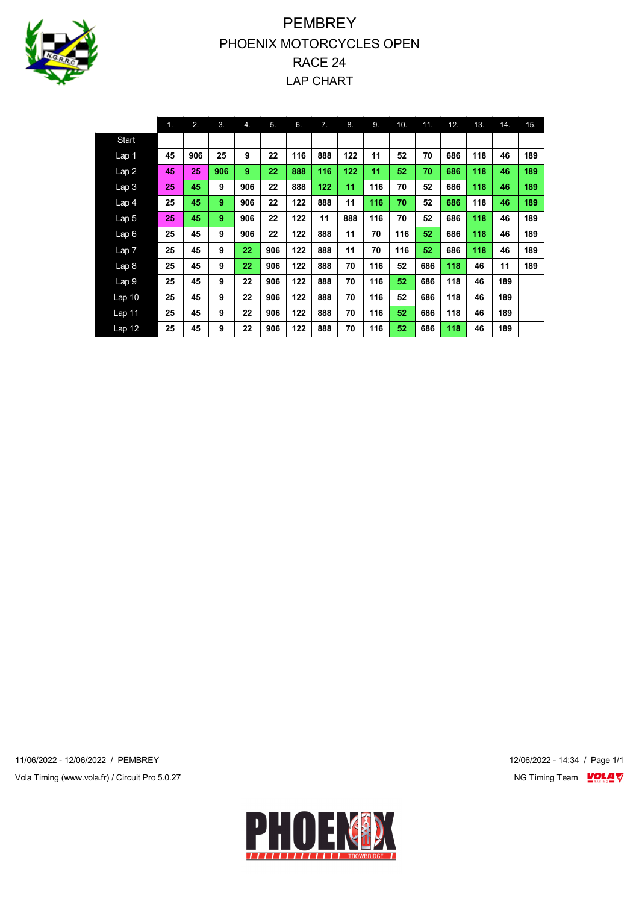# PEMBREY
# PHOENIX MOTORCYCLES OPEN
# RACE 24
# LAP CHART

| | 1. | 2. | 3. | 4. | 5. | 6. | 7. | 8. | 9. | 10. | 11. | 12. | 13. | 14. | 15. |
|---|---|---|---|---|---|---|---|---|---|---|---|---|---|---|---|
| Start | | | | | | | | | | | | | | | |
| Lap 1 | 45 | 906 | 25 | 9 | 22 | 116 | 888 | 122 | 11 | 52 | 70 | 686 | 118 | 46 | 189 |
| Lap 2 | 45 | 25 | 906 | 9 | 22 | 888 | 116 | 122 | 11 | 52 | 70 | 686 | 118 | 46 | 189 |
| Lap 3 | 25 | 45 | 9 | 906 | 22 | 888 | 122 | 11 | 116 | 70 | 52 | 686 | 118 | 46 | 189 |
| Lap 4 | 25 | 45 | 9 | 906 | 22 | 122 | 888 | 11 | 116 | 70 | 52 | 686 | 118 | 46 | 189 |
| Lap 5 | 25 | 45 | 9 | 906 | 22 | 122 | 11 | 888 | 116 | 70 | 52 | 686 | 118 | 46 | 189 |
| Lap 6 | 25 | 45 | 9 | 906 | 22 | 122 | 888 | 11 | 70 | 116 | 52 | 686 | 118 | 46 | 189 |
| Lap 7 | 25 | 45 | 9 | 22 | 906 | 122 | 888 | 11 | 70 | 116 | 52 | 686 | 118 | 46 | 189 |
| Lap 8 | 25 | 45 | 9 | 22 | 906 | 122 | 888 | 70 | 116 | 52 | 686 | 118 | 46 | 11 | 189 |
| Lap 9 | 25 | 45 | 9 | 22 | 906 | 122 | 888 | 70 | 116 | 52 | 686 | 118 | 46 | 189 | |
| Lap 10 | 25 | 45 | 9 | 22 | 906 | 122 | 888 | 70 | 116 | 52 | 686 | 118 | 46 | 189 | |
| Lap 11 | 25 | 45 | 9 | 22 | 906 | 122 | 888 | 70 | 116 | 52 | 686 | 118 | 46 | 189 | |
| Lap 12 | 25 | 45 | 9 | 22 | 906 | 122 | 888 | 70 | 116 | 52 | 686 | 118 | 46 | 189 | |

11/06/2022 - 12/06/2022 / PEMBREY

12/06/2022 - 14:34

Vola Timing (www.vola.fr) / Circuit Pro 5.0.27

NG Timing Team